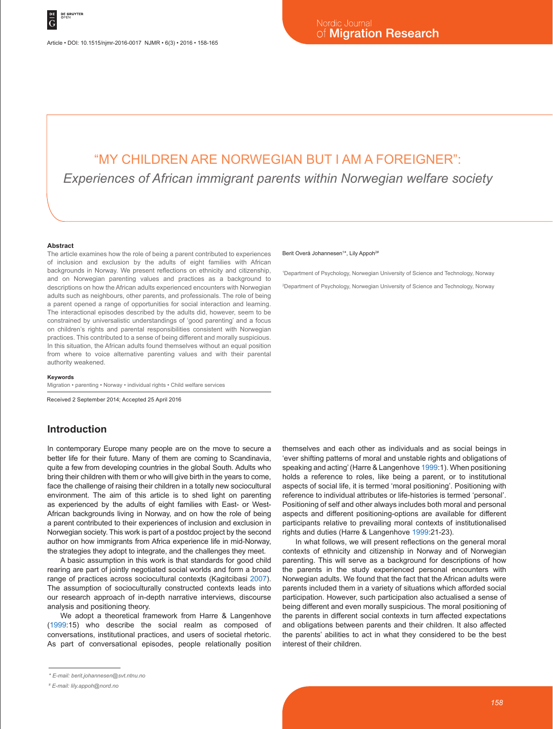Article • DOI: 10.1515/njmr-2016-0017 NJMR • 6(3) • 2016 • 158-165

# "MY CHILDREN ARE NORWEGIAN BUT I AM A FOREIGNER":

## *Experiences of African immigrant parents within Norwegian welfare society*

Berit Overå Johannesen[1]*, Lily Appoh[2#]

[1]Department of Psychology, Norwegian University of Science and Technology, Norway

[2]Department of Psychology, Norwegian University of Science and Technology, Norway

### Abstract

The article examines how the role of being a parent contributed to experiences of inclusion and exclusion by the adults of eight families with African backgrounds in Norway. We present reflections on ethnicity and citizenship, and on Norwegian parenting values and practices as a background to descriptions on how the African adults experienced encounters with Norwegian adults such as neighbours, other parents, and professionals. The role of being a parent opened a range of opportunities for social interaction and learning. The interactional episodes described by the adults did, however, seem to be constrained by universalistic understandings of 'good parenting' and a focus on children's rights and parental responsibilities consistent with Norwegian practices. This contributed to a sense of being different and morally suspicious. In this situation, the African adults found themselves without an equal position from where to voice alternative parenting values and with their parental authority weakened.

### Keywords

Migration • parenting • Norway • individual rights • Child welfare services

Received 2 September 2014; Accepted 25 April 2016

## Introduction

In contemporary Europe many people are on the move to secure a better life for their future. Many of them are coming to Scandinavia, quite a few from developing countries in the global South. Adults who bring their children with them or who will give birth in the years to come, face the challenge of raising their children in a totally new sociocultural environment. The aim of this article is to shed light on parenting as experienced by the adults of eight families with East- or West-African backgrounds living in Norway, and on how the role of being a parent contributed to their experiences of inclusion and exclusion in Norwegian society. This work is part of a postdoc project by the second author on how immigrants from Africa experience life in mid-Norway, the strategies they adopt to integrate, and the challenges they meet.

A basic assumption in this work is that standards for good child rearing are part of jointly negotiated social worlds and form a broad range of practices across sociocultural contexts (Kagitcibasi 2007). The assumption of socioculturally constructed contexts leads into our research approach of in-depth narrative interviews, discourse analysis and positioning theory.

We adopt a theoretical framework from Harre & Langenhove (1999:15) who describe the social realm as composed of conversations, institutional practices, and users of societal rhetoric. As part of conversational episodes, people relationally position themselves and each other as individuals and as social beings in 'ever shifting patterns of moral and unstable rights and obligations of speaking and acting' (Harre & Langenhove 1999:1). When positioning holds a reference to roles, like being a parent, or to institutional aspects of social life, it is termed 'moral positioning'. Positioning with reference to individual attributes or life-histories is termed 'personal'. Positioning of self and other always includes both moral and personal aspects and different positioning-options are available for different participants relative to prevailing moral contexts of institutionalised rights and duties (Harre & Langenhove 1999:21-23).

In what follows, we will present reflections on the general moral contexts of ethnicity and citizenship in Norway and of Norwegian parenting. This will serve as a background for descriptions of how the parents in the study experienced personal encounters with Norwegian adults. We found that the fact that the African adults were parents included them in a variety of situations which afforded social participation. However, such participation also actualised a sense of being different and even morally suspicious. The moral positioning of the parents in different social contexts in turn affected expectations and obligations between parents and their children. It also affected the parents' abilities to act in what they considered to be the best interest of their children.

\* E-mail: berit.johannesen@svt.ntnu.no

\# E-mail: lily.appoh@nord.no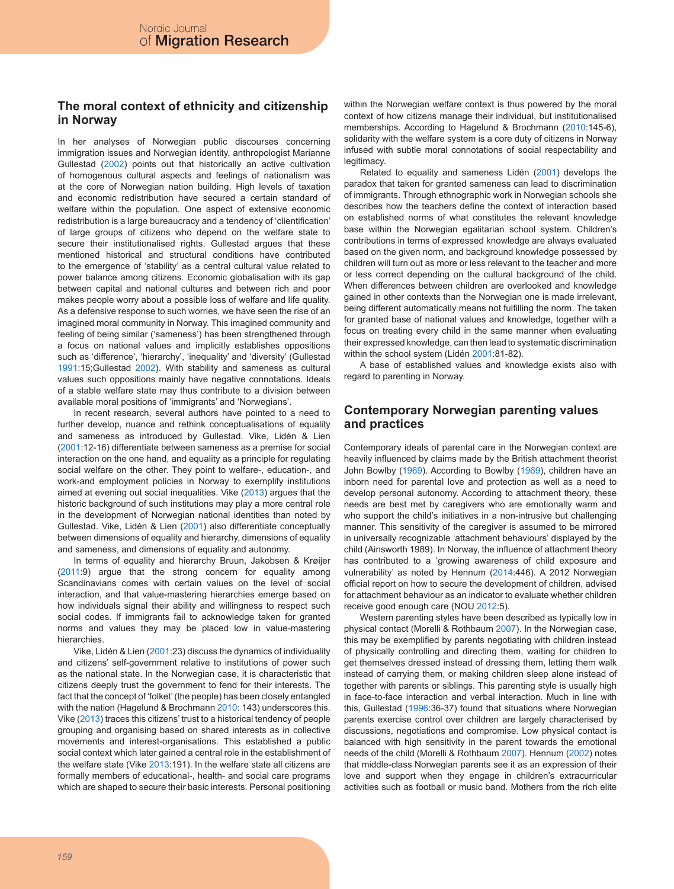## The moral context of ethnicity and citizenship in Norway

In her analyses of Norwegian public discourses concerning immigration issues and Norwegian identity, anthropologist Marianne Gullestad (2002) points out that historically an active cultivation of homogenous cultural aspects and feelings of nationalism was at the core of Norwegian nation building. High levels of taxation and economic redistribution have secured a certain standard of welfare within the population. One aspect of extensive economic redistribution is a large bureaucracy and a tendency of 'clientification' of large groups of citizens who depend on the welfare state to secure their institutionalised rights. Gullestad argues that these mentioned historical and structural conditions have contributed to the emergence of 'stability' as a central cultural value related to power balance among citizens. Economic globalisation with its gap between capital and national cultures and between rich and poor makes people worry about a possible loss of welfare and life quality. As a defensive response to such worries, we have seen the rise of an imagined moral community in Norway. This imagined community and feeling of being similar ('sameness') has been strengthened through a focus on national values and implicitly establishes oppositions such as 'difference', 'hierarchy', 'inequality' and 'diversity' (Gullestad 1991:15;Gullestad 2002). With stability and sameness as cultural values such oppositions mainly have negative connotations. Ideals of a stable welfare state may thus contribute to a division between available moral positions of 'immigrants' and 'Norwegians'.

In recent research, several authors have pointed to a need to further develop, nuance and rethink conceptualisations of equality and sameness as introduced by Gullestad. Vike, Lidén & Lien (2001:12-16) differentiate between sameness as a premise for social interaction on the one hand, and equality as a principle for regulating social welfare on the other. They point to welfare-, education-, and work-and employment policies in Norway to exemplify institutions aimed at evening out social inequalities. Vike (2013) argues that the historic background of such institutions may play a more central role in the development of Norwegian national identities than noted by Gullestad. Vike, Lidén & Lien (2001) also differentiate conceptually between dimensions of equality and hierarchy, dimensions of equality and sameness, and dimensions of equality and autonomy.

In terms of equality and hierarchy Bruun, Jakobsen & Krøijer (2011:9) argue that the strong concern for equality among Scandinavians comes with certain values on the level of social interaction, and that value-mastering hierarchies emerge based on how individuals signal their ability and willingness to respect such social codes. If immigrants fail to acknowledge taken for granted norms and values they may be placed low in value-mastering hierarchies.

Vike, Lidén & Lien (2001:23) discuss the dynamics of individuality and citizens' self-government relative to institutions of power such as the national state. In the Norwegian case, it is characteristic that citizens deeply trust the government to fend for their interests. The fact that the concept of 'folket' (the people) has been closely entangled with the nation (Hagelund & Brochmann 2010: 143) underscores this. Vike (2013) traces this citizens' trust to a historical tendency of people grouping and organising based on shared interests as in collective movements and interest-organisations. This established a public social context which later gained a central role in the establishment of the welfare state (Vike 2013:191). In the welfare state all citizens are formally members of educational-, health- and social care programs which are shaped to secure their basic interests. Personal positioning within the Norwegian welfare context is thus powered by the moral context of how citizens manage their individual, but institutionalised memberships. According to Hagelund & Brochmann (2010:145-6), solidarity with the welfare system is a core duty of citizens in Norway infused with subtle moral connotations of social respectability and legitimacy.

Related to equality and sameness Lidén (2001) develops the paradox that taken for granted sameness can lead to discrimination of immigrants. Through ethnographic work in Norwegian schools she describes how the teachers define the context of interaction based on established norms of what constitutes the relevant knowledge base within the Norwegian egalitarian school system. Children's contributions in terms of expressed knowledge are always evaluated based on the given norm, and background knowledge possessed by children will turn out as more or less relevant to the teacher and more or less correct depending on the cultural background of the child. When differences between children are overlooked and knowledge gained in other contexts than the Norwegian one is made irrelevant, being different automatically means not fulfilling the norm. The taken for granted base of national values and knowledge, together with a focus on treating every child in the same manner when evaluating their expressed knowledge, can then lead to systematic discrimination within the school system (Lidén 2001:81-82).

A base of established values and knowledge exists also with regard to parenting in Norway.

## Contemporary Norwegian parenting values and practices

Contemporary ideals of parental care in the Norwegian context are heavily influenced by claims made by the British attachment theorist John Bowlby (1969). According to Bowlby (1969), children have an inborn need for parental love and protection as well as a need to develop personal autonomy. According to attachment theory, these needs are best met by caregivers who are emotionally warm and who support the child's initiatives in a non-intrusive but challenging manner. This sensitivity of the caregiver is assumed to be mirrored in universally recognizable 'attachment behaviours' displayed by the child (Ainsworth 1989). In Norway, the influence of attachment theory has contributed to a 'growing awareness of child exposure and vulnerability' as noted by Hennum (2014:446). A 2012 Norwegian official report on how to secure the development of children, advised for attachment behaviour as an indicator to evaluate whether children receive good enough care (NOU 2012:5).

Western parenting styles have been described as typically low in physical contact (Morelli & Rothbaum 2007). In the Norwegian case, this may be exemplified by parents negotiating with children instead of physically controlling and directing them, waiting for children to get themselves dressed instead of dressing them, letting them walk instead of carrying them, or making children sleep alone instead of together with parents or siblings. This parenting style is usually high in face-to-face interaction and verbal interaction. Much in line with this, Gullestad (1996:36-37) found that situations where Norwegian parents exercise control over children are largely characterised by discussions, negotiations and compromise. Low physical contact is balanced with high sensitivity in the parent towards the emotional needs of the child (Morelli & Rothbaum 2007). Hennum (2002) notes that middle-class Norwegian parents see it as an expression of their love and support when they engage in children's extracurricular activities such as football or music band. Mothers from the rich elite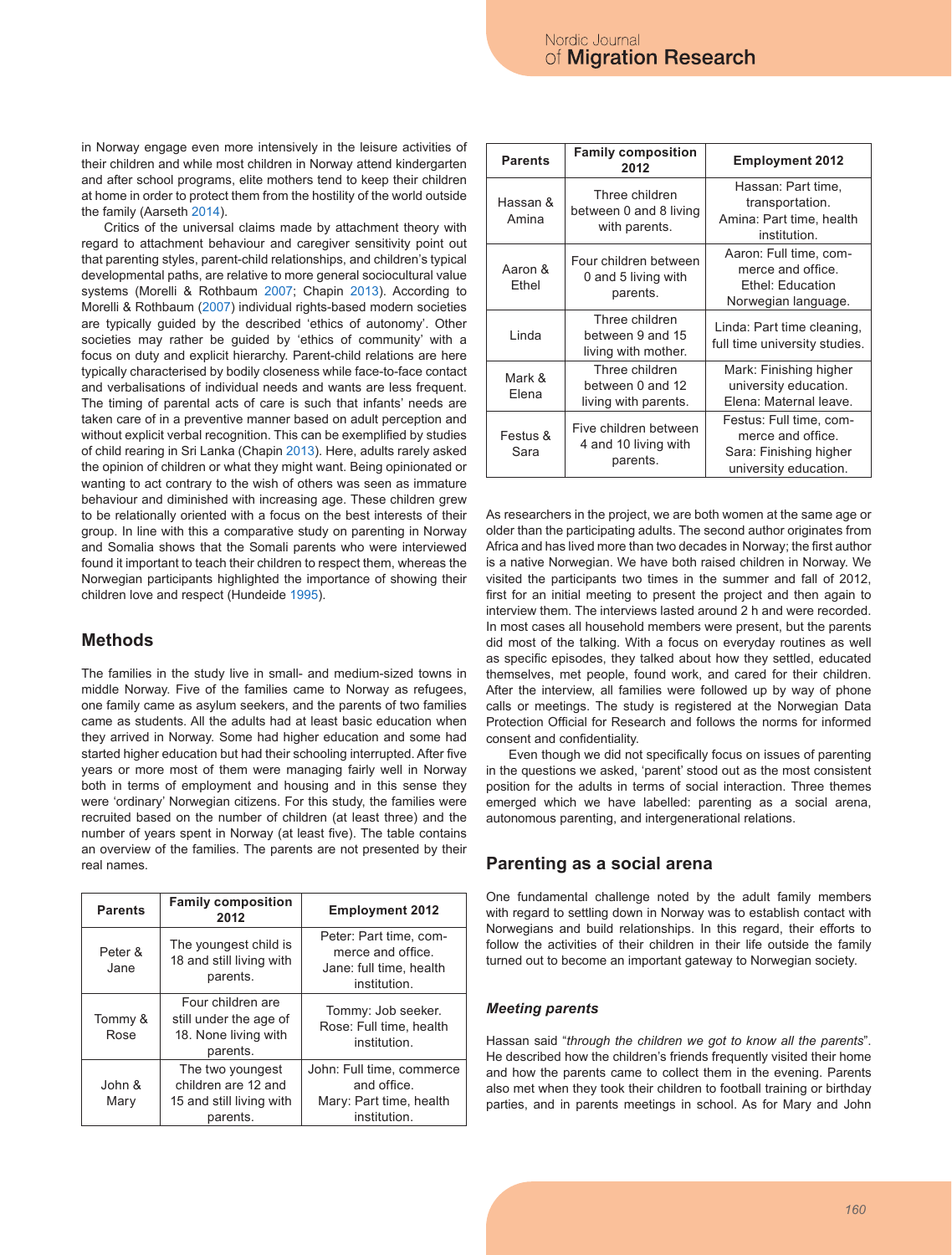in Norway engage even more intensively in the leisure activities of their children and while most children in Norway attend kindergarten and after school programs, elite mothers tend to keep their children at home in order to protect them from the hostility of the world outside the family (Aarseth 2014).

Critics of the universal claims made by attachment theory with regard to attachment behaviour and caregiver sensitivity point out that parenting styles, parent-child relationships, and children's typical developmental paths, are relative to more general sociocultural value systems (Morelli & Rothbaum 2007; Chapin 2013). According to Morelli & Rothbaum (2007) individual rights-based modern societies are typically guided by the described 'ethics of autonomy'. Other societies may rather be guided by 'ethics of community' with a focus on duty and explicit hierarchy. Parent-child relations are here typically characterised by bodily closeness while face-to-face contact and verbalisations of individual needs and wants are less frequent. The timing of parental acts of care is such that infants' needs are taken care of in a preventive manner based on adult perception and without explicit verbal recognition. This can be exemplified by studies of child rearing in Sri Lanka (Chapin 2013). Here, adults rarely asked the opinion of children or what they might want. Being opinionated or wanting to act contrary to the wish of others was seen as immature behaviour and diminished with increasing age. These children grew to be relationally oriented with a focus on the best interests of their group. In line with this a comparative study on parenting in Norway and Somalia shows that the Somali parents who were interviewed found it important to teach their children to respect them, whereas the Norwegian participants highlighted the importance of showing their children love and respect (Hundeide 1995).

## Methods

The families in the study live in small- and medium-sized towns in middle Norway. Five of the families came to Norway as refugees, one family came as asylum seekers, and the parents of two families came as students. All the adults had at least basic education when they arrived in Norway. Some had higher education and some had started higher education but had their schooling interrupted. After five years or more most of them were managing fairly well in Norway both in terms of employment and housing and in this sense they were 'ordinary' Norwegian citizens. For this study, the families were recruited based on the number of children (at least three) and the number of years spent in Norway (at least five). The table contains an overview of the families. The parents are not presented by their real names.

| Parents | Family composition 2012 | Employment 2012 |
|---|---|---|
| Peter & Jane | The youngest child is 18 and still living with parents. | Peter: Part time, commerce and office. Jane: full time, health institution. |
| Tommy & Rose | Four children are still under the age of 18. None living with parents. | Tommy: Job seeker. Rose: Full time, health institution. |
| John & Mary | The two youngest children are 12 and 15 and still living with parents. | John: Full time, commerce and office. Mary: Part time, health institution. |
| Hassan & Amina | Three children between 0 and 8 living with parents. | Hassan: Part time, transportation. Amina: Part time, health institution. |
| Aaron & Ethel | Four children between 0 and 5 living with parents. | Aaron: Full time, commerce and office. Ethel: Education Norwegian language. |
| Linda | Three children between 9 and 15 living with mother. | Linda: Part time cleaning, full time university studies. |
| Mark & Elena | Three children between 0 and 12 living with parents. | Mark: Finishing higher university education. Elena: Maternal leave. |
| Festus & Sara | Five children between 4 and 10 living with parents. | Festus: Full time, commerce and office. Sara: Finishing higher university education. |

As researchers in the project, we are both women at the same age or older than the participating adults. The second author originates from Africa and has lived more than two decades in Norway; the first author is a native Norwegian. We have both raised children in Norway. We visited the participants two times in the summer and fall of 2012, first for an initial meeting to present the project and then again to interview them. The interviews lasted around 2 h and were recorded. In most cases all household members were present, but the parents did most of the talking. With a focus on everyday routines as well as specific episodes, they talked about how they settled, educated themselves, met people, found work, and cared for their children. After the interview, all families were followed up by way of phone calls or meetings. The study is registered at the Norwegian Data Protection Official for Research and follows the norms for informed consent and confidentiality.

Even though we did not specifically focus on issues of parenting in the questions we asked, 'parent' stood out as the most consistent position for the adults in terms of social interaction. Three themes emerged which we have labelled: parenting as a social arena, autonomous parenting, and intergenerational relations.

## Parenting as a social arena

One fundamental challenge noted by the adult family members with regard to settling down in Norway was to establish contact with Norwegians and build relationships. In this regard, their efforts to follow the activities of their children in their life outside the family turned out to become an important gateway to Norwegian society.

### *Meeting parents*

Hassan said "*through the children we got to know all the parents*". He described how the children's friends frequently visited their home and how the parents came to collect them in the evening. Parents also met when they took their children to football training or birthday parties, and in parents meetings in school. As for Mary and John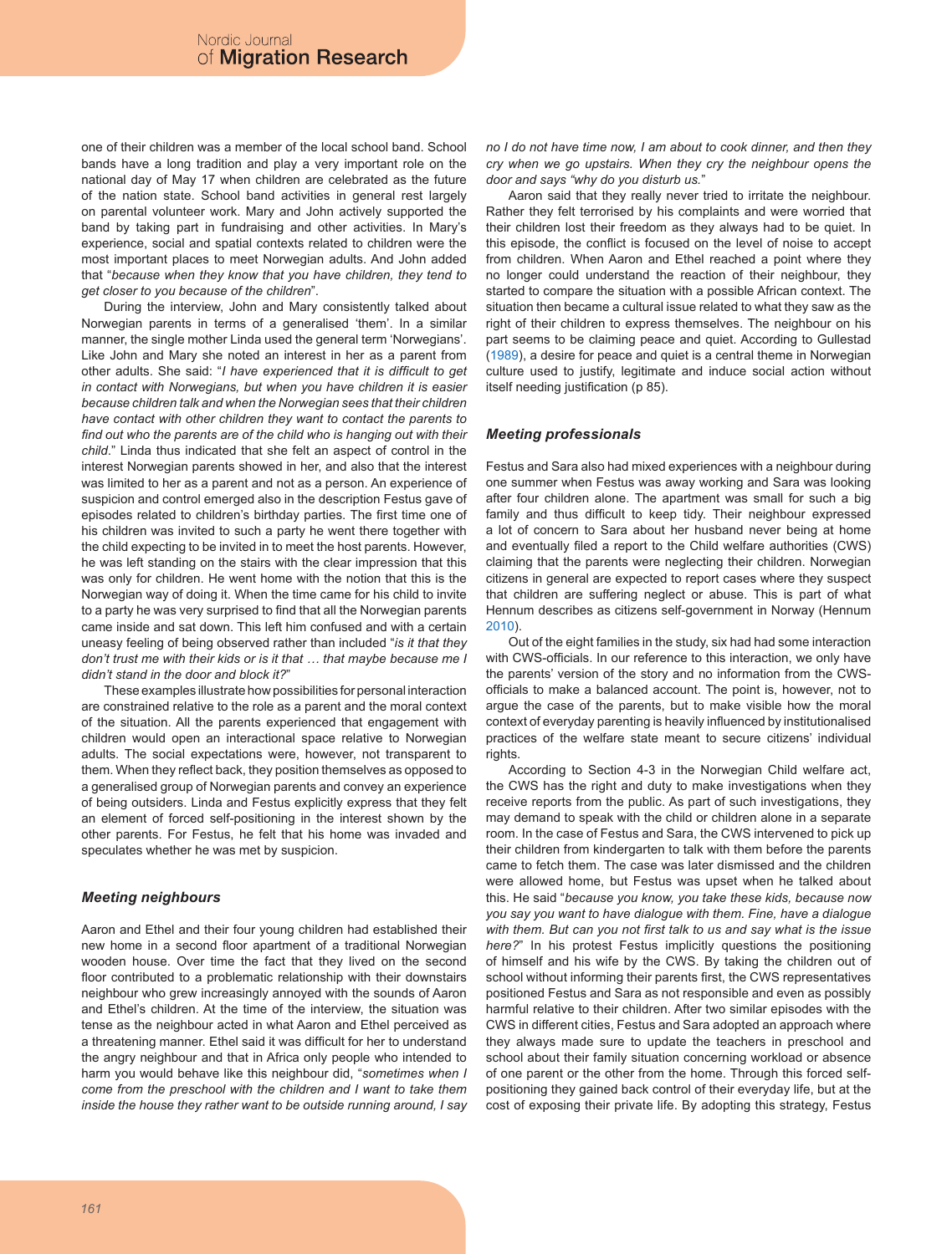one of their children was a member of the local school band. School bands have a long tradition and play a very important role on the national day of May 17 when children are celebrated as the future of the nation state. School band activities in general rest largely on parental volunteer work. Mary and John actively supported the band by taking part in fundraising and other activities. In Mary's experience, social and spatial contexts related to children were the most important places to meet Norwegian adults. And John added that "*because when they know that you have children, they tend to get closer to you because of the children*".

During the interview, John and Mary consistently talked about Norwegian parents in terms of a generalised 'them'. In a similar manner, the single mother Linda used the general term 'Norwegians'. Like John and Mary she noted an interest in her as a parent from other adults. She said: "*I have experienced that it is difficult to get in contact with Norwegians, but when you have children it is easier because children talk and when the Norwegian sees that their children have contact with other children they want to contact the parents to find out who the parents are of the child who is hanging out with their child*." Linda thus indicated that she felt an aspect of control in the interest Norwegian parents showed in her, and also that the interest was limited to her as a parent and not as a person. An experience of suspicion and control emerged also in the description Festus gave of episodes related to children's birthday parties. The first time one of his children was invited to such a party he went there together with the child expecting to be invited in to meet the host parents. However, he was left standing on the stairs with the clear impression that this was only for children. He went home with the notion that this is the Norwegian way of doing it. When the time came for his child to invite to a party he was very surprised to find that all the Norwegian parents came inside and sat down. This left him confused and with a certain uneasy feeling of being observed rather than included "*is it that they don't trust me with their kids or is it that … that maybe because me I didn't stand in the door and block it?*"

These examples illustrate how possibilities for personal interaction are constrained relative to the role as a parent and the moral context of the situation. All the parents experienced that engagement with children would open an interactional space relative to Norwegian adults. The social expectations were, however, not transparent to them. When they reflect back, they position themselves as opposed to a generalised group of Norwegian parents and convey an experience of being outsiders. Linda and Festus explicitly express that they felt an element of forced self-positioning in the interest shown by the other parents. For Festus, he felt that his home was invaded and speculates whether he was met by suspicion.

### *Meeting neighbours*

Aaron and Ethel and their four young children had established their new home in a second floor apartment of a traditional Norwegian wooden house. Over time the fact that they lived on the second floor contributed to a problematic relationship with their downstairs neighbour who grew increasingly annoyed with the sounds of Aaron and Ethel's children. At the time of the interview, the situation was tense as the neighbour acted in what Aaron and Ethel perceived as a threatening manner. Ethel said it was difficult for her to understand the angry neighbour and that in Africa only people who intended to harm you would behave like this neighbour did, "*sometimes when I come from the preschool with the children and I want to take them inside the house they rather want to be outside running around, I say no I do not have time now, I am about to cook dinner, and then they cry when we go upstairs. When they cry the neighbour opens the door and says "why do you disturb us.*"

Aaron said that they really never tried to irritate the neighbour. Rather they felt terrorised by his complaints and were worried that their children lost their freedom as they always had to be quiet. In this episode, the conflict is focused on the level of noise to accept from children. When Aaron and Ethel reached a point where they no longer could understand the reaction of their neighbour, they started to compare the situation with a possible African context. The situation then became a cultural issue related to what they saw as the right of their children to express themselves. The neighbour on his part seems to be claiming peace and quiet. According to Gullestad (1989), a desire for peace and quiet is a central theme in Norwegian culture used to justify, legitimate and induce social action without itself needing justification (p 85).

### *Meeting professionals*

Festus and Sara also had mixed experiences with a neighbour during one summer when Festus was away working and Sara was looking after four children alone. The apartment was small for such a big family and thus difficult to keep tidy. Their neighbour expressed a lot of concern to Sara about her husband never being at home and eventually filed a report to the Child welfare authorities (CWS) claiming that the parents were neglecting their children. Norwegian citizens in general are expected to report cases where they suspect that children are suffering neglect or abuse. This is part of what Hennum describes as citizens self-government in Norway (Hennum 2010).

Out of the eight families in the study, six had had some interaction with CWS-officials. In our reference to this interaction, we only have the parents' version of the story and no information from the CWS-officials to make a balanced account. The point is, however, not to argue the case of the parents, but to make visible how the moral context of everyday parenting is heavily influenced by institutionalised practices of the welfare state meant to secure citizens' individual rights.

According to Section 4-3 in the Norwegian Child welfare act, the CWS has the right and duty to make investigations when they receive reports from the public. As part of such investigations, they may demand to speak with the child or children alone in a separate room. In the case of Festus and Sara, the CWS intervened to pick up their children from kindergarten to talk with them before the parents came to fetch them. The case was later dismissed and the children were allowed home, but Festus was upset when he talked about this. He said "*because you know, you take these kids, because now you say you want to have dialogue with them. Fine, have a dialogue with them. But can you not first talk to us and say what is the issue here?*" In his protest Festus implicitly questions the positioning of himself and his wife by the CWS. By taking the children out of school without informing their parents first, the CWS representatives positioned Festus and Sara as not responsible and even as possibly harmful relative to their children. After two similar episodes with the CWS in different cities, Festus and Sara adopted an approach where they always made sure to update the teachers in preschool and school about their family situation concerning workload or absence of one parent or the other from the home. Through this forced self-positioning they gained back control of their everyday life, but at the cost of exposing their private life. By adopting this strategy, Festus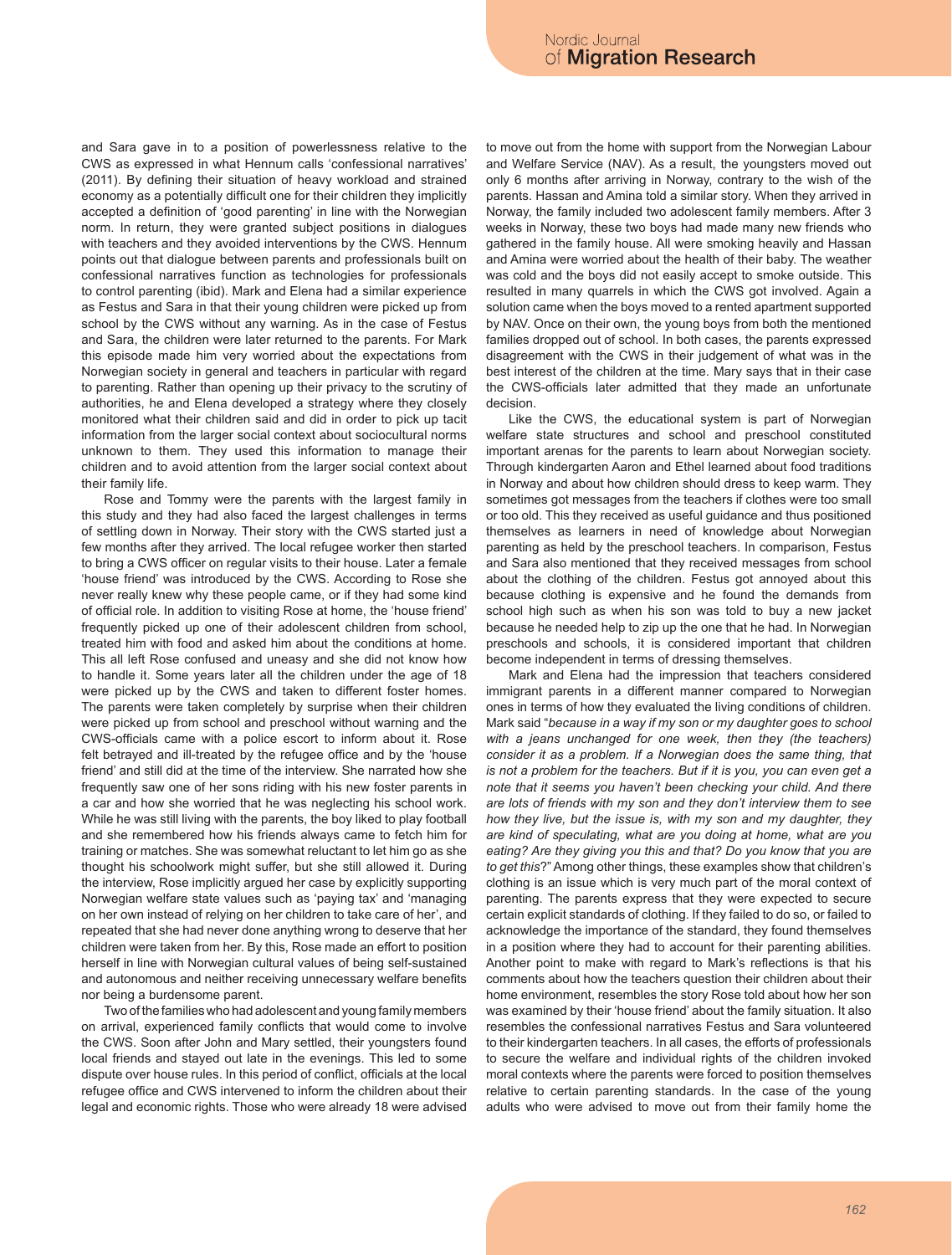and Sara gave in to a position of powerlessness relative to the CWS as expressed in what Hennum calls 'confessional narratives' (2011). By defining their situation of heavy workload and strained economy as a potentially difficult one for their children they implicitly accepted a definition of 'good parenting' in line with the Norwegian norm. In return, they were granted subject positions in dialogues with teachers and they avoided interventions by the CWS. Hennum points out that dialogue between parents and professionals built on confessional narratives function as technologies for professionals to control parenting (ibid). Mark and Elena had a similar experience as Festus and Sara in that their young children were picked up from school by the CWS without any warning. As in the case of Festus and Sara, the children were later returned to the parents. For Mark this episode made him very worried about the expectations from Norwegian society in general and teachers in particular with regard to parenting. Rather than opening up their privacy to the scrutiny of authorities, he and Elena developed a strategy where they closely monitored what their children said and did in order to pick up tacit information from the larger social context about sociocultural norms unknown to them. They used this information to manage their children and to avoid attention from the larger social context about their family life.

Rose and Tommy were the parents with the largest family in this study and they had also faced the largest challenges in terms of settling down in Norway. Their story with the CWS started just a few months after they arrived. The local refugee worker then started to bring a CWS officer on regular visits to their house. Later a female 'house friend' was introduced by the CWS. According to Rose she never really knew why these people came, or if they had some kind of official role. In addition to visiting Rose at home, the 'house friend' frequently picked up one of their adolescent children from school, treated him with food and asked him about the conditions at home. This all left Rose confused and uneasy and she did not know how to handle it. Some years later all the children under the age of 18 were picked up by the CWS and taken to different foster homes. The parents were taken completely by surprise when their children were picked up from school and preschool without warning and the CWS-officials came with a police escort to inform about it. Rose felt betrayed and ill-treated by the refugee office and by the 'house friend' and still did at the time of the interview. She narrated how she frequently saw one of her sons riding with his new foster parents in a car and how she worried that he was neglecting his school work. While he was still living with the parents, the boy liked to play football and she remembered how his friends always came to fetch him for training or matches. She was somewhat reluctant to let him go as she thought his schoolwork might suffer, but she still allowed it. During the interview, Rose implicitly argued her case by explicitly supporting Norwegian welfare state values such as 'paying tax' and 'managing on her own instead of relying on her children to take care of her', and repeated that she had never done anything wrong to deserve that her children were taken from her. By this, Rose made an effort to position herself in line with Norwegian cultural values of being self-sustained and autonomous and neither receiving unnecessary welfare benefits nor being a burdensome parent.

Two of the families who had adolescent and young family members on arrival, experienced family conflicts that would come to involve the CWS. Soon after John and Mary settled, their youngsters found local friends and stayed out late in the evenings. This led to some dispute over house rules. In this period of conflict, officials at the local refugee office and CWS intervened to inform the children about their legal and economic rights. Those who were already 18 were advised to move out from the home with support from the Norwegian Labour and Welfare Service (NAV). As a result, the youngsters moved out only 6 months after arriving in Norway, contrary to the wish of the parents. Hassan and Amina told a similar story. When they arrived in Norway, the family included two adolescent family members. After 3 weeks in Norway, these two boys had made many new friends who gathered in the family house. All were smoking heavily and Hassan and Amina were worried about the health of their baby. The weather was cold and the boys did not easily accept to smoke outside. This resulted in many quarrels in which the CWS got involved. Again a solution came when the boys moved to a rented apartment supported by NAV. Once on their own, the young boys from both the mentioned families dropped out of school. In both cases, the parents expressed disagreement with the CWS in their judgement of what was in the best interest of the children at the time. Mary says that in their case the CWS-officials later admitted that they made an unfortunate decision.

Like the CWS, the educational system is part of Norwegian welfare state structures and school and preschool constituted important arenas for the parents to learn about Norwegian society. Through kindergarten Aaron and Ethel learned about food traditions in Norway and about how children should dress to keep warm. They sometimes got messages from the teachers if clothes were too small or too old. This they received as useful guidance and thus positioned themselves as learners in need of knowledge about Norwegian parenting as held by the preschool teachers. In comparison, Festus and Sara also mentioned that they received messages from school about the clothing of the children. Festus got annoyed about this because clothing is expensive and he found the demands from school high such as when his son was told to buy a new jacket because he needed help to zip up the one that he had. In Norwegian preschools and schools, it is considered important that children become independent in terms of dressing themselves.

Mark and Elena had the impression that teachers considered immigrant parents in a different manner compared to Norwegian ones in terms of how they evaluated the living conditions of children. Mark said "*because in a way if my son or my daughter goes to school with a jeans unchanged for one week, then they (the teachers) consider it as a problem. If a Norwegian does the same thing, that is not a problem for the teachers. But if it is you, you can even get a note that it seems you haven't been checking your child. And there are lots of friends with my son and they don't interview them to see how they live, but the issue is, with my son and my daughter, they are kind of speculating, what are you doing at home, what are you eating? Are they giving you this and that? Do you know that you are to get this*?" Among other things, these examples show that children's clothing is an issue which is very much part of the moral context of parenting. The parents express that they were expected to secure certain explicit standards of clothing. If they failed to do so, or failed to acknowledge the importance of the standard, they found themselves in a position where they had to account for their parenting abilities. Another point to make with regard to Mark's reflections is that his comments about how the teachers question their children about their home environment, resembles the story Rose told about how her son was examined by their 'house friend' about the family situation. It also resembles the confessional narratives Festus and Sara volunteered to their kindergarten teachers. In all cases, the efforts of professionals to secure the welfare and individual rights of the children invoked moral contexts where the parents were forced to position themselves relative to certain parenting standards. In the case of the young adults who were advised to move out from their family home the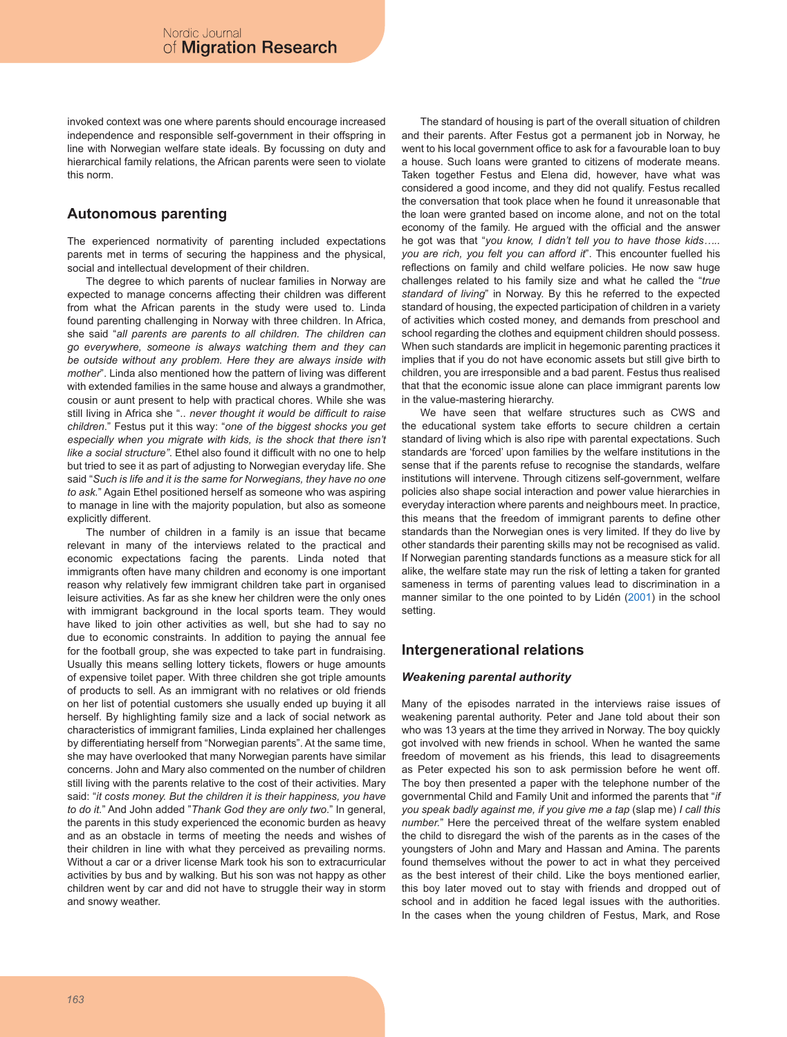invoked context was one where parents should encourage increased independence and responsible self-government in their offspring in line with Norwegian welfare state ideals. By focussing on duty and hierarchical family relations, the African parents were seen to violate this norm.

## Autonomous parenting

The experienced normativity of parenting included expectations parents met in terms of securing the happiness and the physical, social and intellectual development of their children.

The degree to which parents of nuclear families in Norway are expected to manage concerns affecting their children was different from what the African parents in the study were used to. Linda found parenting challenging in Norway with three children. In Africa, she said "*all parents are parents to all children. The children can go everywhere, someone is always watching them and they can be outside without any problem. Here they are always inside with mother*". Linda also mentioned how the pattern of living was different with extended families in the same house and always a grandmother, cousin or aunt present to help with practical chores. While she was still living in Africa she ".. *never thought it would be difficult to raise children*." Festus put it this way: "*one of the biggest shocks you get especially when you migrate with kids, is the shock that there isn't like a social structure"*. Ethel also found it difficult with no one to help but tried to see it as part of adjusting to Norwegian everyday life. She said "*Such is life and it is the same for Norwegians, they have no one to ask.*" Again Ethel positioned herself as someone who was aspiring to manage in line with the majority population, but also as someone explicitly different.

The number of children in a family is an issue that became relevant in many of the interviews related to the practical and economic expectations facing the parents. Linda noted that immigrants often have many children and economy is one important reason why relatively few immigrant children take part in organised leisure activities. As far as she knew her children were the only ones with immigrant background in the local sports team. They would have liked to join other activities as well, but she had to say no due to economic constraints. In addition to paying the annual fee for the football group, she was expected to take part in fundraising. Usually this means selling lottery tickets, flowers or huge amounts of expensive toilet paper. With three children she got triple amounts of products to sell. As an immigrant with no relatives or old friends on her list of potential customers she usually ended up buying it all herself. By highlighting family size and a lack of social network as characteristics of immigrant families, Linda explained her challenges by differentiating herself from "Norwegian parents". At the same time, she may have overlooked that many Norwegian parents have similar concerns. John and Mary also commented on the number of children still living with the parents relative to the cost of their activities. Mary said: "*it costs money. But the children it is their happiness, you have to do it.*" And John added "*Thank God they are only two*." In general, the parents in this study experienced the economic burden as heavy and as an obstacle in terms of meeting the needs and wishes of their children in line with what they perceived as prevailing norms. Without a car or a driver license Mark took his son to extracurricular activities by bus and by walking. But his son was not happy as other children went by car and did not have to struggle their way in storm and snowy weather.

The standard of housing is part of the overall situation of children and their parents. After Festus got a permanent job in Norway, he went to his local government office to ask for a favourable loan to buy a house. Such loans were granted to citizens of moderate means. Taken together Festus and Elena did, however, have what was considered a good income, and they did not qualify. Festus recalled the conversation that took place when he found it unreasonable that the loan were granted based on income alone, and not on the total economy of the family. He argued with the official and the answer he got was that "*you know, I didn't tell you to have those kids….. you are rich, you felt you can afford it*". This encounter fuelled his reflections on family and child welfare policies. He now saw huge challenges related to his family size and what he called the "*true standard of living*" in Norway. By this he referred to the expected standard of housing, the expected participation of children in a variety of activities which costed money, and demands from preschool and school regarding the clothes and equipment children should possess. When such standards are implicit in hegemonic parenting practices it implies that if you do not have economic assets but still give birth to children, you are irresponsible and a bad parent. Festus thus realised that that the economic issue alone can place immigrant parents low in the value-mastering hierarchy.

We have seen that welfare structures such as CWS and the educational system take efforts to secure children a certain standard of living which is also ripe with parental expectations. Such standards are 'forced' upon families by the welfare institutions in the sense that if the parents refuse to recognise the standards, welfare institutions will intervene. Through citizens self-government, welfare policies also shape social interaction and power value hierarchies in everyday interaction where parents and neighbours meet. In practice, this means that the freedom of immigrant parents to define other standards than the Norwegian ones is very limited. If they do live by other standards their parenting skills may not be recognised as valid. If Norwegian parenting standards functions as a measure stick for all alike, the welfare state may run the risk of letting a taken for granted sameness in terms of parenting values lead to discrimination in a manner similar to the one pointed to by Lidén (2001) in the school setting.

## Intergenerational relations

### *Weakening parental authority*

Many of the episodes narrated in the interviews raise issues of weakening parental authority. Peter and Jane told about their son who was 13 years at the time they arrived in Norway. The boy quickly got involved with new friends in school. When he wanted the same freedom of movement as his friends, this lead to disagreements as Peter expected his son to ask permission before he went off. The boy then presented a paper with the telephone number of the governmental Child and Family Unit and informed the parents that "*if you speak badly against me, if you give me a tap* (slap me) *I call this number.*" Here the perceived threat of the welfare system enabled the child to disregard the wish of the parents as in the cases of the youngsters of John and Mary and Hassan and Amina. The parents found themselves without the power to act in what they perceived as the best interest of their child. Like the boys mentioned earlier, this boy later moved out to stay with friends and dropped out of school and in addition he faced legal issues with the authorities. In the cases when the young children of Festus, Mark, and Rose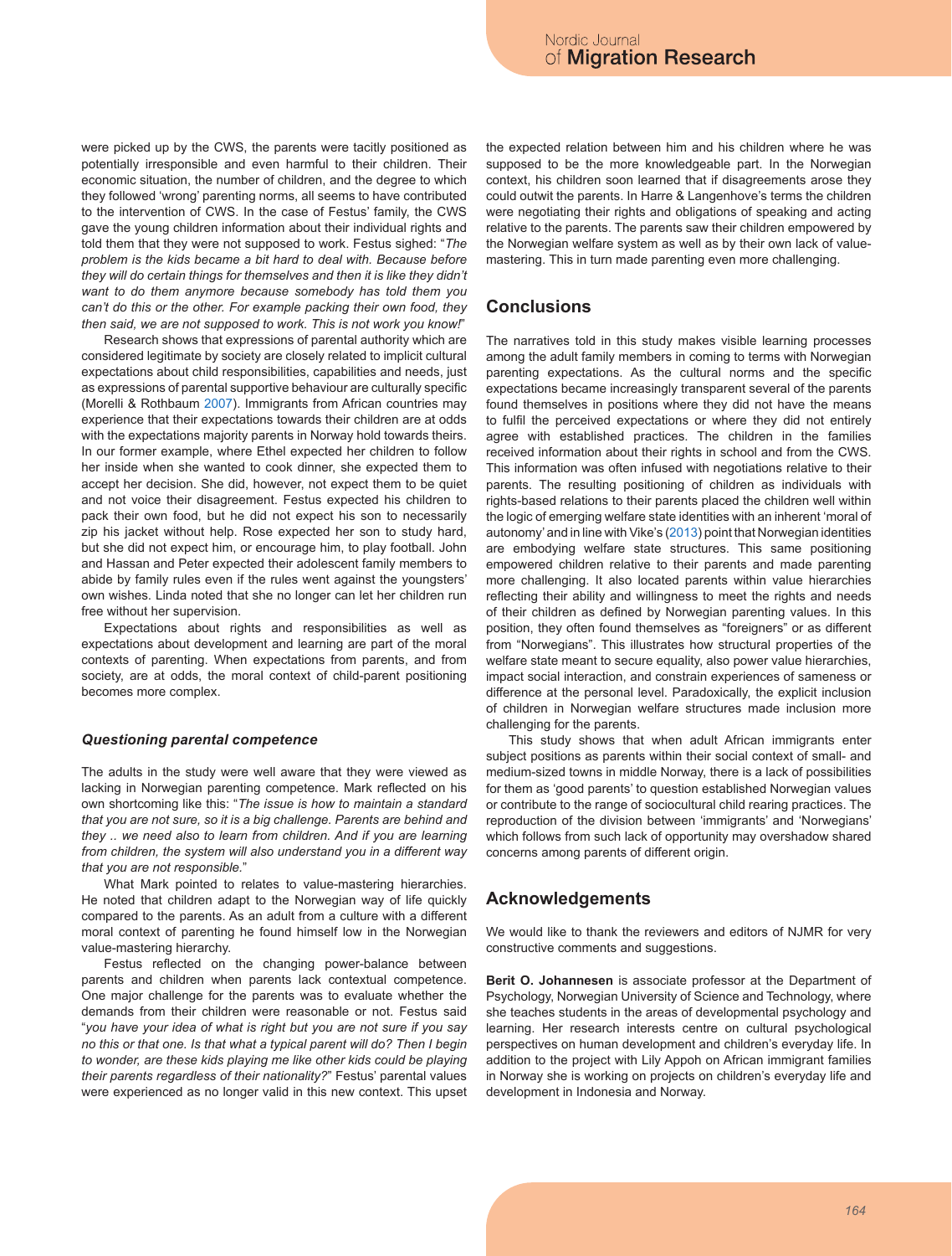were picked up by the CWS, the parents were tacitly positioned as potentially irresponsible and even harmful to their children. Their economic situation, the number of children, and the degree to which they followed 'wrong' parenting norms, all seems to have contributed to the intervention of CWS. In the case of Festus' family, the CWS gave the young children information about their individual rights and told them that they were not supposed to work. Festus sighed: "*The problem is the kids became a bit hard to deal with. Because before they will do certain things for themselves and then it is like they didn't want to do them anymore because somebody has told them you can't do this or the other. For example packing their own food, they then said, we are not supposed to work. This is not work you know!*"

Research shows that expressions of parental authority which are considered legitimate by society are closely related to implicit cultural expectations about child responsibilities, capabilities and needs, just as expressions of parental supportive behaviour are culturally specific (Morelli & Rothbaum 2007). Immigrants from African countries may experience that their expectations towards their children are at odds with the expectations majority parents in Norway hold towards theirs. In our former example, where Ethel expected her children to follow her inside when she wanted to cook dinner, she expected them to accept her decision. She did, however, not expect them to be quiet and not voice their disagreement. Festus expected his children to pack their own food, but he did not expect his son to necessarily zip his jacket without help. Rose expected her son to study hard, but she did not expect him, or encourage him, to play football. John and Hassan and Peter expected their adolescent family members to abide by family rules even if the rules went against the youngsters' own wishes. Linda noted that she no longer can let her children run free without her supervision.

Expectations about rights and responsibilities as well as expectations about development and learning are part of the moral contexts of parenting. When expectations from parents, and from society, are at odds, the moral context of child-parent positioning becomes more complex.

### *Questioning parental competence*

The adults in the study were well aware that they were viewed as lacking in Norwegian parenting competence. Mark reflected on his own shortcoming like this: "*The issue is how to maintain a standard that you are not sure, so it is a big challenge. Parents are behind and they .. we need also to learn from children. And if you are learning from children, the system will also understand you in a different way that you are not responsible.*"

What Mark pointed to relates to value-mastering hierarchies. He noted that children adapt to the Norwegian way of life quickly compared to the parents. As an adult from a culture with a different moral context of parenting he found himself low in the Norwegian value-mastering hierarchy.

Festus reflected on the changing power-balance between parents and children when parents lack contextual competence. One major challenge for the parents was to evaluate whether the demands from their children were reasonable or not. Festus said "*you have your idea of what is right but you are not sure if you say no this or that one. Is that what a typical parent will do? Then I begin to wonder, are these kids playing me like other kids could be playing their parents regardless of their nationality?*" Festus' parental values were experienced as no longer valid in this new context. This upset the expected relation between him and his children where he was supposed to be the more knowledgeable part. In the Norwegian context, his children soon learned that if disagreements arose they could outwit the parents. In Harre & Langenhove's terms the children were negotiating their rights and obligations of speaking and acting relative to the parents. The parents saw their children empowered by the Norwegian welfare system as well as by their own lack of value-mastering. This in turn made parenting even more challenging.

## Conclusions

The narratives told in this study makes visible learning processes among the adult family members in coming to terms with Norwegian parenting expectations. As the cultural norms and the specific expectations became increasingly transparent several of the parents found themselves in positions where they did not have the means to fulfil the perceived expectations or where they did not entirely agree with established practices. The children in the families received information about their rights in school and from the CWS. This information was often infused with negotiations relative to their parents. The resulting positioning of children as individuals with rights-based relations to their parents placed the children well within the logic of emerging welfare state identities with an inherent 'moral of autonomy' and in line with Vike's (2013) point that Norwegian identities are embodying welfare state structures. This same positioning empowered children relative to their parents and made parenting more challenging. It also located parents within value hierarchies reflecting their ability and willingness to meet the rights and needs of their children as defined by Norwegian parenting values. In this position, they often found themselves as "foreigners" or as different from "Norwegians". This illustrates how structural properties of the welfare state meant to secure equality, also power value hierarchies, impact social interaction, and constrain experiences of sameness or difference at the personal level. Paradoxically, the explicit inclusion of children in Norwegian welfare structures made inclusion more challenging for the parents.

This study shows that when adult African immigrants enter subject positions as parents within their social context of small- and medium-sized towns in middle Norway, there is a lack of possibilities for them as 'good parents' to question established Norwegian values or contribute to the range of sociocultural child rearing practices. The reproduction of the division between 'immigrants' and 'Norwegians' which follows from such lack of opportunity may overshadow shared concerns among parents of different origin.

## Acknowledgements

We would like to thank the reviewers and editors of NJMR for very constructive comments and suggestions.

**Berit O. Johannesen** is associate professor at the Department of Psychology, Norwegian University of Science and Technology, where she teaches students in the areas of developmental psychology and learning. Her research interests centre on cultural psychological perspectives on human development and children's everyday life. In addition to the project with Lily Appoh on African immigrant families in Norway she is working on projects on children's everyday life and development in Indonesia and Norway.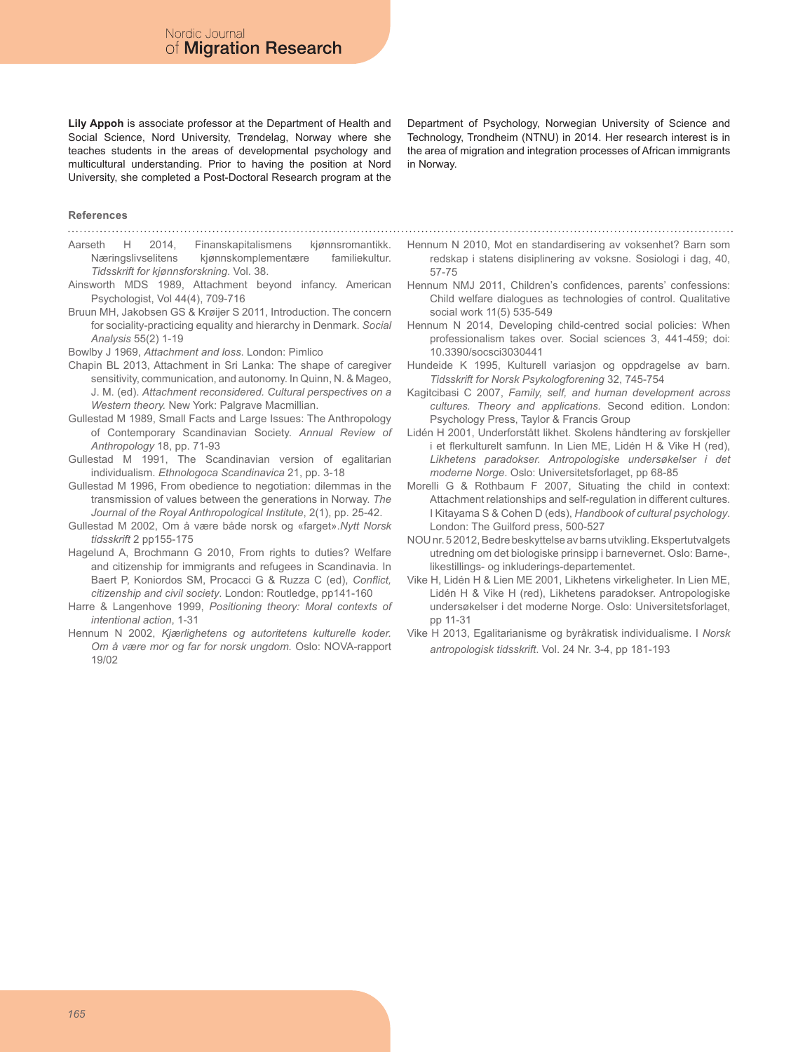**Lily Appoh** is associate professor at the Department of Health and Social Science, Nord University, Trøndelag, Norway where she teaches students in the areas of developmental psychology and multicultural understanding. Prior to having the position at Nord University, she completed a Post-Doctoral Research program at the Department of Psychology, Norwegian University of Science and Technology, Trondheim (NTNU) in 2014. Her research interest is in the area of migration and integration processes of African immigrants in Norway.

## References

Aarseth H 2014, Finanskapitalismens kjønnsromantikk. Næringslivselitens kjønnskomplementære familiekultur. *Tidsskrift for kjønnsforskning*. Vol. 38.

Ainsworth MDS 1989, Attachment beyond infancy. American Psychologist, Vol 44(4), 709-716

Bruun MH, Jakobsen GS & Krøijer S 2011, Introduction. The concern for sociality-practicing equality and hierarchy in Denmark. *Social Analysis* 55(2) 1-19

Bowlby J 1969, *Attachment and loss*. London: Pimlico

Chapin BL 2013, Attachment in Sri Lanka: The shape of caregiver sensitivity, communication, and autonomy. In Quinn, N. & Mageo, J. M. (ed). *Attachment reconsidered. Cultural perspectives on a Western theory.* New York: Palgrave Macmillian.

Gullestad M 1989, Small Facts and Large Issues: The Anthropology of Contemporary Scandinavian Society. *Annual Review of Anthropology* 18, pp. 71-93

Gullestad M 1991, The Scandinavian version of egalitarian individualism. *Ethnologoca Scandinavica* 21, pp. 3-18

Gullestad M 1996, From obedience to negotiation: dilemmas in the transmission of values between the generations in Norway. *The Journal of the Royal Anthropological Institute*, 2(1), pp. 25-42.

Gullestad M 2002, Om å være både norsk og «farget».*Nytt Norsk tidsskrift* 2 pp155-175

Hagelund A, Brochmann G 2010, From rights to duties? Welfare and citizenship for immigrants and refugees in Scandinavia. In Baert P, Koniordos SM, Procacci G & Ruzza C (ed), *Conflict, citizenship and civil society*. London: Routledge, pp141-160

Harre & Langenhove 1999, *Positioning theory: Moral contexts of intentional action*, 1-31

Hennum N 2002, *Kjærlighetens og autoritetens kulturelle koder. Om å være mor og far for norsk ungdom.* Oslo: NOVA-rapport 19/02

Hennum N 2010, Mot en standardisering av voksenhet? Barn som redskap i statens disiplinering av voksne. Sosiologi i dag, 40, 57-75

Hennum NMJ 2011, Children's confidences, parents' confessions: Child welfare dialogues as technologies of control. Qualitative social work 11(5) 535-549

Hennum N 2014, Developing child-centred social policies: When professionalism takes over. Social sciences 3, 441-459; doi: 10.3390/socsci3030441

Hundeide K 1995, Kulturell variasjon og oppdragelse av barn. *Tidsskrift for Norsk Psykologforening* 32, 745-754

Kagitcibasi C 2007, *Family, self, and human development across cultures. Theory and applications.* Second edition. London: Psychology Press, Taylor & Francis Group

Lidén H 2001, Underforstått likhet. Skolens håndtering av forskjeller i et flerkulturelt samfunn. In Lien ME, Lidén H & Vike H (red), *Likhetens paradokser. Antropologiske undersøkelser i det moderne Norge*. Oslo: Universitetsforlaget, pp 68-85

Morelli G & Rothbaum F 2007, Situating the child in context: Attachment relationships and self-regulation in different cultures. I Kitayama S & Cohen D (eds), *Handbook of cultural psychology*. London: The Guilford press, 500-527

NOU nr. 5 2012, Bedre beskyttelse av barns utvikling. Ekspertutvalgets utredning om det biologiske prinsipp i barnevernet. Oslo: Barne-, likestillings- og inkluderings-departementet.

Vike H, Lidén H & Lien ME 2001, Likhetens virkeligheter. In Lien ME, Lidén H & Vike H (red), Likhetens paradokser. Antropologiske undersøkelser i det moderne Norge. Oslo: Universitetsforlaget, pp 11-31

Vike H 2013, Egalitarianisme og byråkratisk individualisme. I *Norsk antropologisk tidsskrift*. Vol. 24 Nr. 3-4, pp 181-193